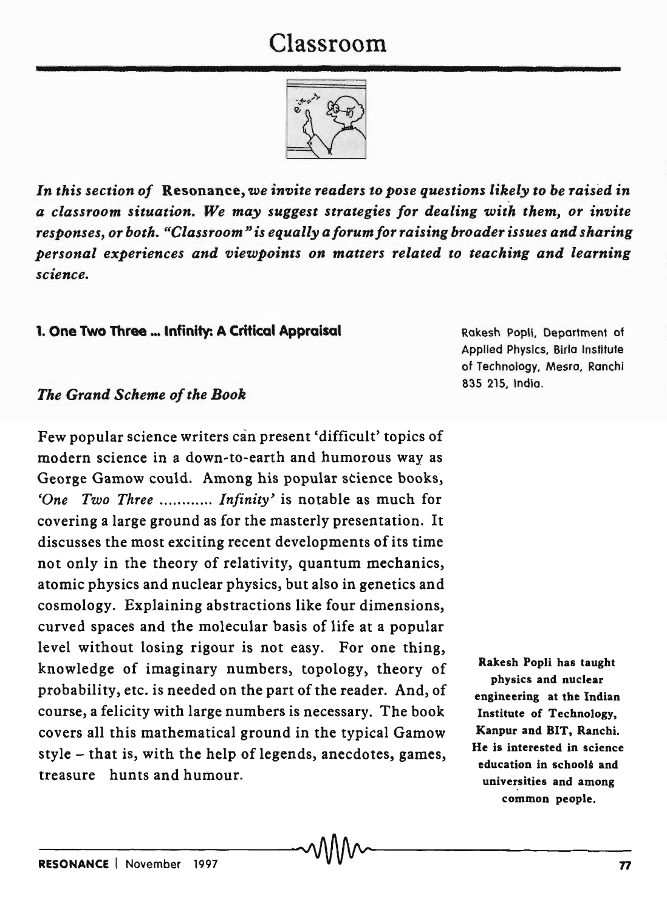# Classroom

*In this section of* **Resonance**, *we invite readers to pose questions likely to be raised in a classroom situation. We may suggest strategies for dealing with them, or invite responses, or both. "Classroom" is equally a forum for raising broader issues and sharing personal experiences and viewpoints on matters related to teaching and learning science.*

## 1. One Two Three ... Infinity: A Critical Appraisal

Rakesh Popli, Department of Applied Physics, Birla Institute of Technology, Mesra, Ranchi 835 215, India.

### *The Grand Scheme of the Book*

Few popular science writers can present 'difficult' topics of modern science in a down-to-earth and humorous way as George Gamow could. Among his popular science books, *'One Two Three ............ Infinity'* is notable as much for covering a large ground as for the masterly presentation. It discusses the most exciting recent developments of its time not only in the theory of relativity, quantum mechanics, atomic physics and nuclear physics, but also in genetics and cosmology. Explaining abstractions like four dimensions, curved spaces and the molecular basis of life at a popular level without losing rigour is not easy. For one thing, knowledge of imaginary numbers, topology, theory of probability, etc. is needed on the part of the reader. And, of course, a felicity with large numbers is necessary. The book covers all this mathematical ground in the typical Gamow style – that is, with the help of legends, anecdotes, games, treasure hunts and humour.

**Rakesh Popli has taught physics and nuclear engineering at the Indian Institute of Technology, Kanpur and BIT, Ranchi. He is interested in science education in schools and universities and among common people.**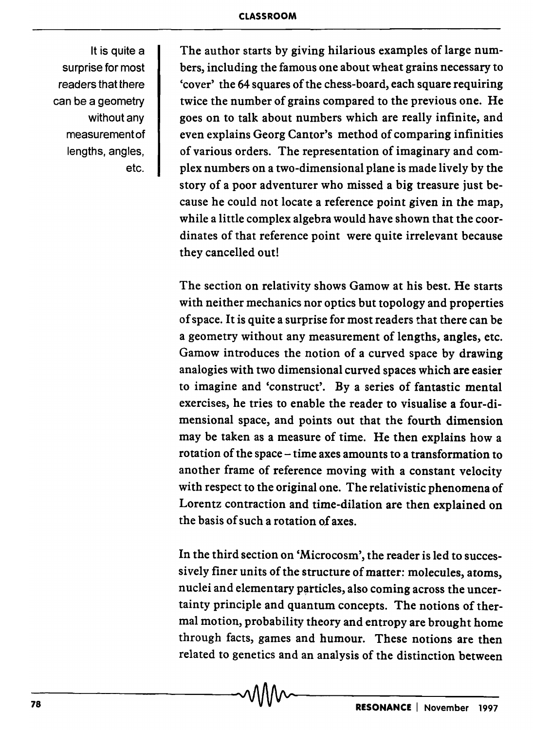It is quite a surprise for most readers that there can be a geometry without any measurement of lengths, angles, etc.

The author starts by giving hilarious examples of large numbers, including the famous one about wheat grains necessary to 'cover' the 64 squares of the chess-board, each square requiring twice the number of grains compared to the previous one. He goes on to talk about numbers which are really infinite, and even explains Georg Cantor's method of comparing infinities of various orders. The representation of imaginary and complex numbers on a two-dimensional plane is made lively by the story of a poor adventurer who missed a big treasure just because he could not locate a reference point given in the map, while a little complex algebra would have shown that the coordinates of that reference point were quite irrelevant because they cancelled out!

The section on relativity shows Gamow at his best. He starts with neither mechanics nor optics but topology and properties of space. It is quite a surprise for most readers that there can be a geometry without any measurement of lengths, angles, etc. Gamow introduces the notion of a curved space by drawing analogies with two dimensional curved spaces which are easier to imagine and 'construct'. By a series of fantastic mental exercises, he tries to enable the reader to visualise a four-dimensional space, and points out that the fourth dimension may be taken as a measure of time. He then explains how a rotation of the space – time axes amounts to a transformation to another frame of reference moving with a constant velocity with respect to the original one. The relativistic phenomena of Lorentz contraction and time-dilation are then explained on the basis of such a rotation of axes.

In the third section on 'Microcosm', the reader is led to successively finer units of the structure of matter: molecules, atoms, nuclei and elementary particles, also coming across the uncertainty principle and quantum concepts. The notions of thermal motion, probability theory and entropy are brought home through facts, games and humour. These notions are then related to genetics and an analysis of the distinction between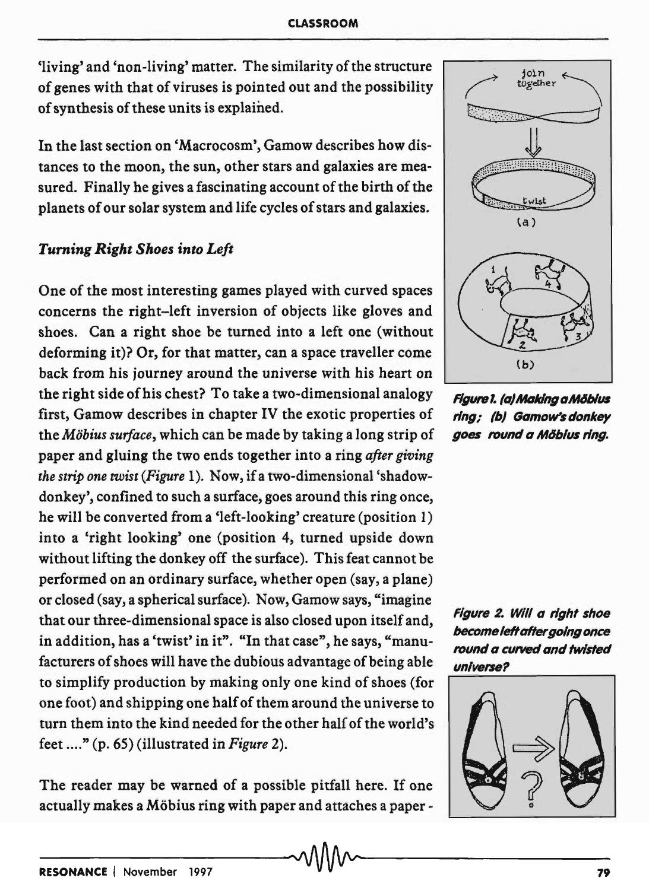'living' and 'non-living' matter. The similarity of the structure of genes with that of viruses is pointed out and the possibility of synthesis of these units is explained.

In the last section on 'Macrocosm', Gamow describes how distances to the moon, the sun, other stars and galaxies are measured. Finally he gives a fascinating account of the birth of the planets of our solar system and life cycles of stars and galaxies.

### *Turning Right Shoes into Left*

One of the most interesting games played with curved spaces concerns the right–left inversion of objects like gloves and shoes. Can a right shoe be turned into a left one (without deforming it)? Or, for that matter, can a space traveller come back from his journey around the universe with his heart on the right side of his chest? To take a two-dimensional analogy first, Gamow describes in chapter IV the exotic properties of the *Möbius surface*, which can be made by taking a long strip of paper and gluing the two ends together into a ring *after giving the strip one twist* (*Figure* 1). Now, if a two-dimensional 'shadow-donkey', confined to such a surface, goes around this ring once, he will be converted from a 'left-looking' creature (position 1) into a 'right looking' one (position 4, turned upside down without lifting the donkey off the surface). This feat cannot be performed on an ordinary surface, whether open (say, a plane) or closed (say, a spherical surface). Now, Gamow says, "imagine that our three-dimensional space is also closed upon itself and, in addition, has a 'twist' in it". "In that case", he says, "manufacturers of shoes will have the dubious advantage of being able to simplify production by making only one kind of shoes (for one foot) and shipping one half of them around the universe to turn them into the kind needed for the other half of the world's feet ...." (p. 65) (illustrated in *Figure* 2).

*Figure 1. (a) Making a Möbius ring; (b) Gamow's donkey goes round a Möbius ring.*

*Figure 2. Will a right shoe become left after going once round a curved and twisted universe?*

The reader may be warned of a possible pitfall here. If one actually makes a Möbius ring with paper and attaches a paper -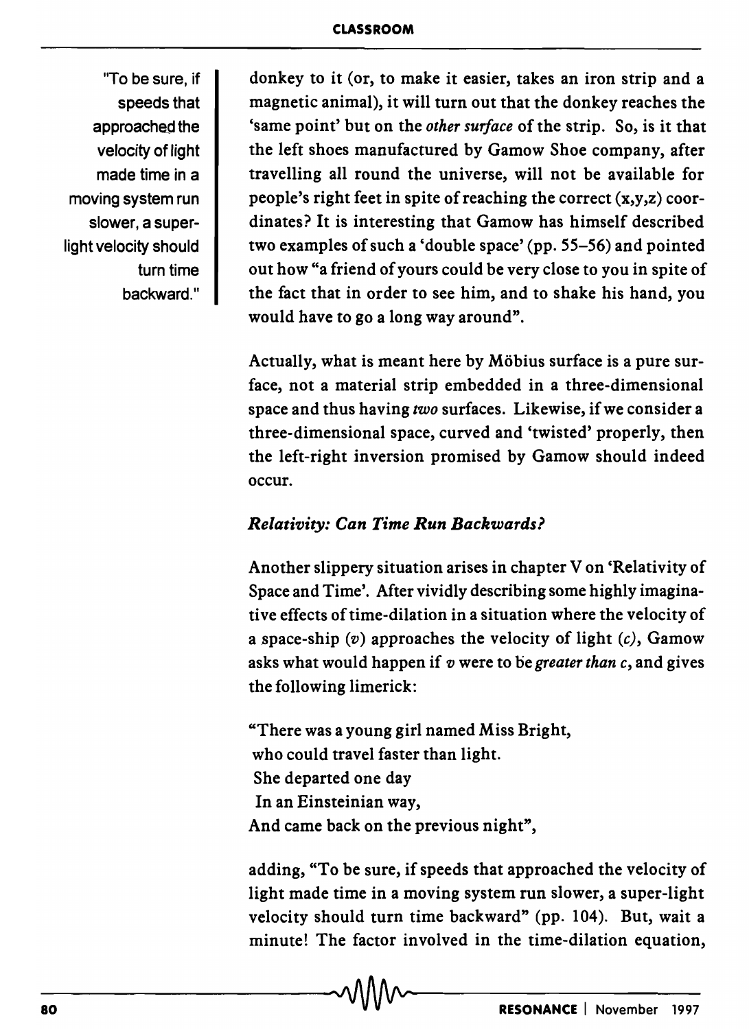"To be sure, if speeds that approached the velocity of light made time in a moving system run slower, a super-light velocity should turn time backward."

donkey to it (or, to make it easier, takes an iron strip and a magnetic animal), it will turn out that the donkey reaches the 'same point' but on the *other surface* of the strip. So, is it that the left shoes manufactured by Gamow Shoe company, after travelling all round the universe, will not be available for people's right feet in spite of reaching the correct (x,y,z) coordinates? It is interesting that Gamow has himself described two examples of such a 'double space' (pp. 55–56) and pointed out how "a friend of yours could be very close to you in spite of the fact that in order to see him, and to shake his hand, you would have to go a long way around".

Actually, what is meant here by Möbius surface is a pure surface, not a material strip embedded in a three-dimensional space and thus having *two* surfaces. Likewise, if we consider a three-dimensional space, curved and 'twisted' properly, then the left-right inversion promised by Gamow should indeed occur.

### *Relativity: Can Time Run Backwards?*

Another slippery situation arises in chapter V on 'Relativity of Space and Time'. After vividly describing some highly imaginative effects of time-dilation in a situation where the velocity of a space-ship ($v$) approaches the velocity of light ($c$), Gamow asks what would happen if $v$ were to be *greater than* $c$, and gives the following limerick:

"There was a young girl named Miss Bright,
who could travel faster than light.
She departed one day
In an Einsteinian way,
And came back on the previous night",

adding, "To be sure, if speeds that approached the velocity of light made time in a moving system run slower, a super-light velocity should turn time backward" (pp. 104). But, wait a minute! The factor involved in the time-dilation equation,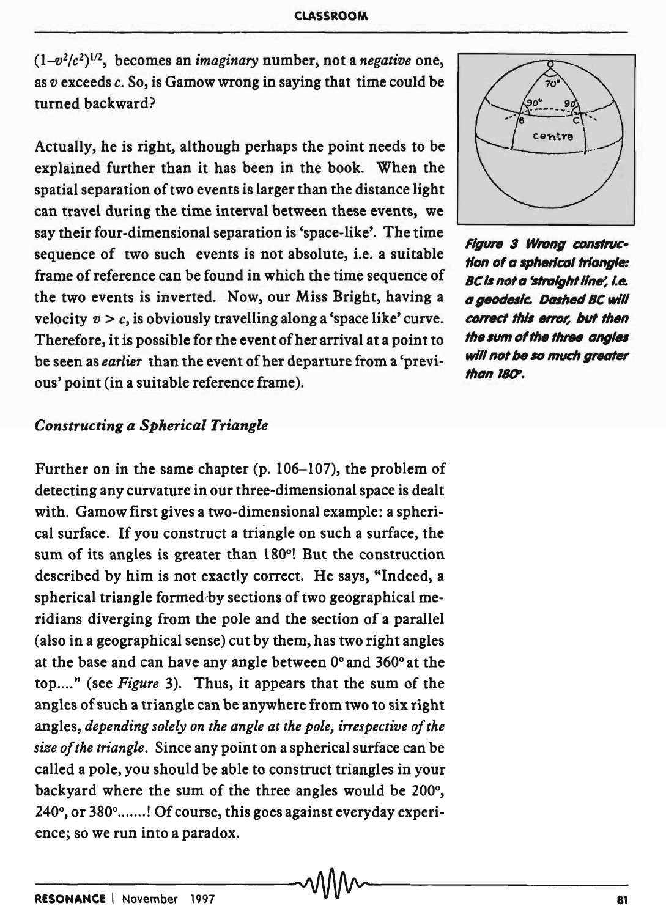$(1-v^2/c^2)^{1/2}$, becomes an *imaginary* number, not a *negative* one, as $v$ exceeds $c$. So, is Gamow wrong in saying that time could be turned backward?

Actually, he is right, although perhaps the point needs to be explained further than it has been in the book. When the spatial separation of two events is larger than the distance light can travel during the time interval between these events, we say their four-dimensional separation is 'space-like'. The time sequence of two such events is not absolute, i.e. a suitable frame of reference can be found in which the time sequence of the two events is inverted. Now, our Miss Bright, having a velocity $v > c$, is obviously travelling along a 'space like' curve. Therefore, it is possible for the event of her arrival at a point to be seen as *earlier* than the event of her departure from a 'previous' point (in a suitable reference frame).

***Figure 3 Wrong construction of a spherical triangle: BC is not a 'straight line', i.e. a geodesic. Dashed BC will correct this error, but then the sum of the three angles will not be so much greater than 180°.***

### *Constructing a Spherical Triangle*

Further on in the same chapter (p. 106–107), the problem of detecting any curvature in our three-dimensional space is dealt with. Gamow first gives a two-dimensional example: a spherical surface. If you construct a triangle on such a surface, the sum of its angles is greater than 180°! But the construction described by him is not exactly correct. He says, "Indeed, a spherical triangle formed by sections of two geographical meridians diverging from the pole and the section of a parallel (also in a geographical sense) cut by them, has two right angles at the base and can have any angle between 0° and 360° at the top...." (see *Figure* 3). Thus, it appears that the sum of the angles of such a triangle can be anywhere from two to six right angles, *depending solely on the angle at the pole, irrespective of the size of the triangle*. Since any point on a spherical surface can be called a pole, you should be able to construct triangles in your backyard where the sum of the three angles would be 200°, 240°, or 380°.......! Of course, this goes against everyday experience; so we run into a paradox.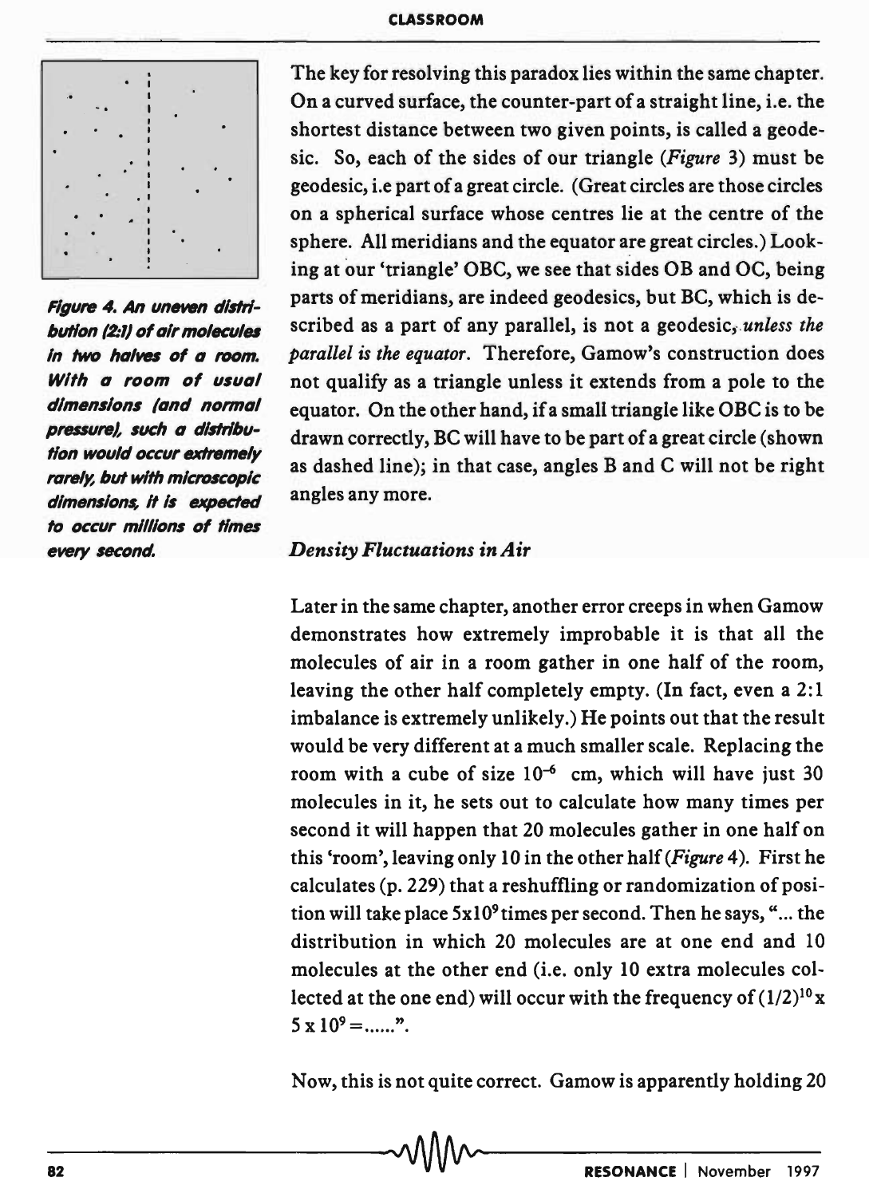The key for resolving this paradox lies within the same chapter. On a curved surface, the counter-part of a straight line, i.e. the shortest distance between two given points, is called a geodesic. So, each of the sides of our triangle (*Figure* 3) must be geodesic, i.e part of a great circle. (Great circles are those circles on a spherical surface whose centres lie at the centre of the sphere. All meridians and the equator are great circles.) Looking at our 'triangle' OBC, we see that sides OB and OC, being parts of meridians, are indeed geodesics, but BC, which is described as a part of any parallel, is not a geodesic, *unless the parallel is the equator*. Therefore, Gamow's construction does not qualify as a triangle unless it extends from a pole to the equator. On the other hand, if a small triangle like OBC is to be drawn correctly, BC will have to be part of a great circle (shown as dashed line); in that case, angles B and C will not be right angles any more.

**Figure 4. An uneven distribution (2:1) of air molecules in two halves of a room. With a room of usual dimensions (and normal pressure), such a distribution would occur extremely rarely, but with microscopic dimensions, it is expected to occur millions of times every second.**

### *Density Fluctuations in Air*

Later in the same chapter, another error creeps in when Gamow demonstrates how extremely improbable it is that all the molecules of air in a room gather in one half of the room, leaving the other half completely empty. (In fact, even a 2:1 imbalance is extremely unlikely.) He points out that the result would be very different at a much smaller scale. Replacing the room with a cube of size $10^{-6}$ cm, which will have just 30 molecules in it, he sets out to calculate how many times per second it will happen that 20 molecules gather in one half on this 'room', leaving only 10 in the other half (*Figure* 4). First he calculates (p. 229) that a reshuffling or randomization of position will take place $5 \times 10^{9}$ times per second. Then he says, "... the distribution in which 20 molecules are at one end and 10 molecules at the other end (i.e. only 10 extra molecules collected at the one end) will occur with the frequency of $(1/2)^{10} \times 5 \times 10^{9} = ......$".

Now, this is not quite correct. Gamow is apparently holding 20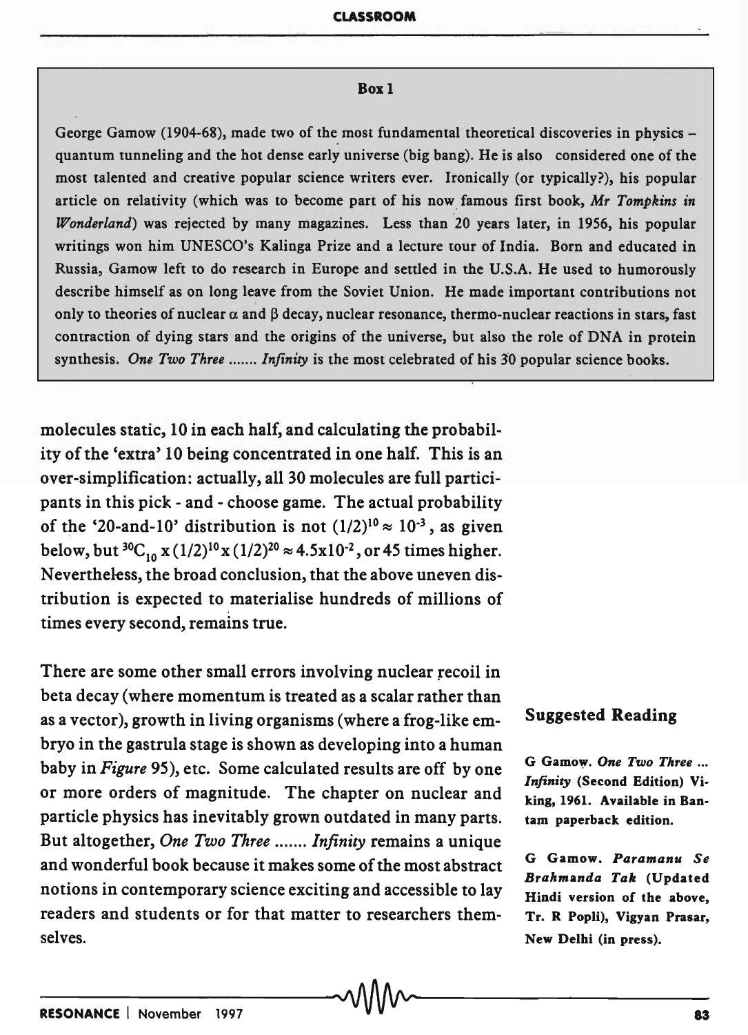### Box 1

George Gamow (1904-68), made two of the most fundamental theoretical discoveries in physics – quantum tunneling and the hot dense early universe (big bang). He is also considered one of the most talented and creative popular science writers ever. Ironically (or typically?), his popular article on relativity (which was to become part of his now famous first book, *Mr Tompkins in Wonderland*) was rejected by many magazines. Less than 20 years later, in 1956, his popular writings won him UNESCO's Kalinga Prize and a lecture tour of India. Born and educated in Russia, Gamow left to do research in Europe and settled in the U.S.A. He used to humorously describe himself as on long leave from the Soviet Union. He made important contributions not only to theories of nuclear $\alpha$ and $\beta$ decay, nuclear resonance, thermo-nuclear reactions in stars, fast contraction of dying stars and the origins of the universe, but also the role of DNA in protein synthesis. *One Two Three ....... Infinity* is the most celebrated of his 30 popular science books.

molecules static, 10 in each half, and calculating the probability of the 'extra' 10 being concentrated in one half. This is an over-simplification: actually, all 30 molecules are full participants in this pick - and - choose game. The actual probability of the '20-and-10' distribution is not $(1/2)^{10} \approx 10^{-3}$, as given below, but ${}^{30}C_{10} \times (1/2)^{10} \times (1/2)^{20} \approx 4.5 \times 10^{-2}$, or 45 times higher. Nevertheless, the broad conclusion, that the above uneven distribution is expected to materialise hundreds of millions of times every second, remains true.

There are some other small errors involving nuclear recoil in beta decay (where momentum is treated as a scalar rather than as a vector), growth in living organisms (where a frog-like embryo in the gastrula stage is shown as developing into a human baby in *Figure* 95), etc. Some calculated results are off by one or more orders of magnitude. The chapter on nuclear and particle physics has inevitably grown outdated in many parts. But altogether, *One Two Three ....... Infinity* remains a unique and wonderful book because it makes some of the most abstract notions in contemporary science exciting and accessible to lay readers and students or for that matter to researchers themselves.

### Suggested Reading

G Gamow. *One Two Three ... Infinity* (Second Edition) Viking, 1961. Available in Bantam paperback edition.

G Gamow. *Paramanu Se Brahmanda Tak* (Updated Hindi version of the above, Tr. R Popli), Vigyan Prasar, New Delhi (in press).